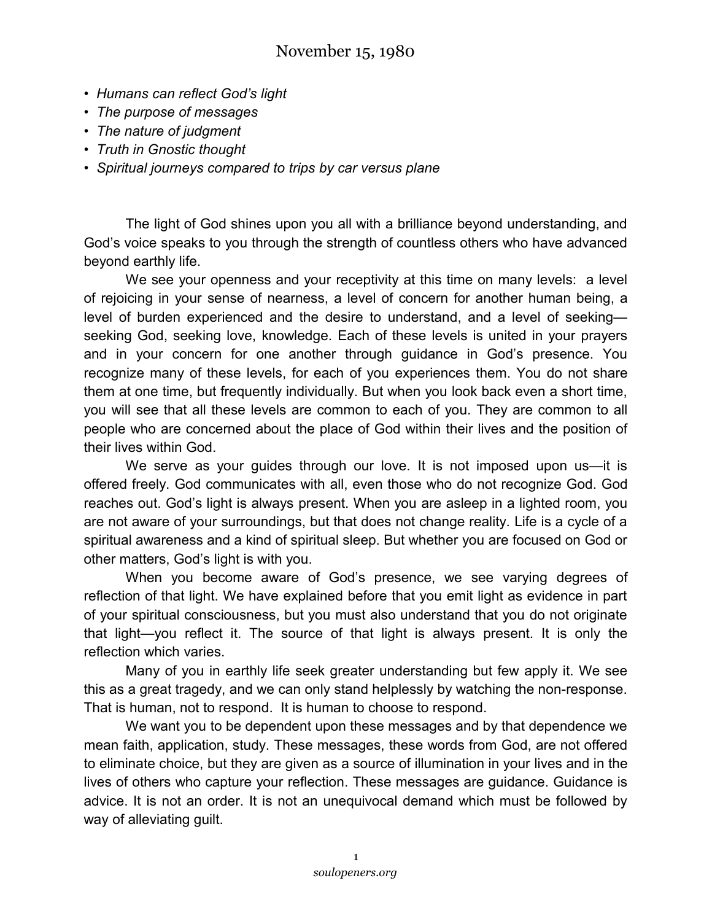# November 15, 1980

- *Humans can reflect God's light*
- *The purpose of messages*
- *The nature of judgment*
- *Truth in Gnostic thought*
- *Spiritual journeys compared to trips by car versus plane*

The light of God shines upon you all with a brilliance beyond understanding, and God's voice speaks to you through the strength of countless others who have advanced beyond earthly life.

We see your openness and your receptivity at this time on many levels: a level of rejoicing in your sense of nearness, a level of concern for another human being, a level of burden experienced and the desire to understand, and a level of seeking—seeking God, seeking love, knowledge. Each of these levels is united in your prayers and in your concern for one another through guidance in God's presence. You recognize many of these levels, for each of you experiences them. You do not share them at one time, but frequently individually. But when you look back even a short time, you will see that all these levels are common to each of you. They are common to all people who are concerned about the place of God within their lives and the position of their lives within God.

We serve as your guides through our love. It is not imposed upon us—it is offered freely. God communicates with all, even those who do not recognize God. God reaches out. God's light is always present. When you are asleep in a lighted room, you are not aware of your surroundings, but that does not change reality. Life is a cycle of a spiritual awareness and a kind of spiritual sleep. But whether you are focused on God or other matters, God's light is with you.

When you become aware of God's presence, we see varying degrees of reflection of that light. We have explained before that you emit light as evidence in part of your spiritual consciousness, but you must also understand that you do not originate that light—you reflect it. The source of that light is always present. It is only the reflection which varies.

Many of you in earthly life seek greater understanding but few apply it. We see this as a great tragedy, and we can only stand helplessly by watching the non-response. That is human, not to respond. It is human to choose to respond.

We want you to be dependent upon these messages and by that dependence we mean faith, application, study. These messages, these words from God, are not offered to eliminate choice, but they are given as a source of illumination in your lives and in the lives of others who capture your reflection. These messages are guidance. Guidance is advice. It is not an order. It is not an unequivocal demand which must be followed by way of alleviating guilt.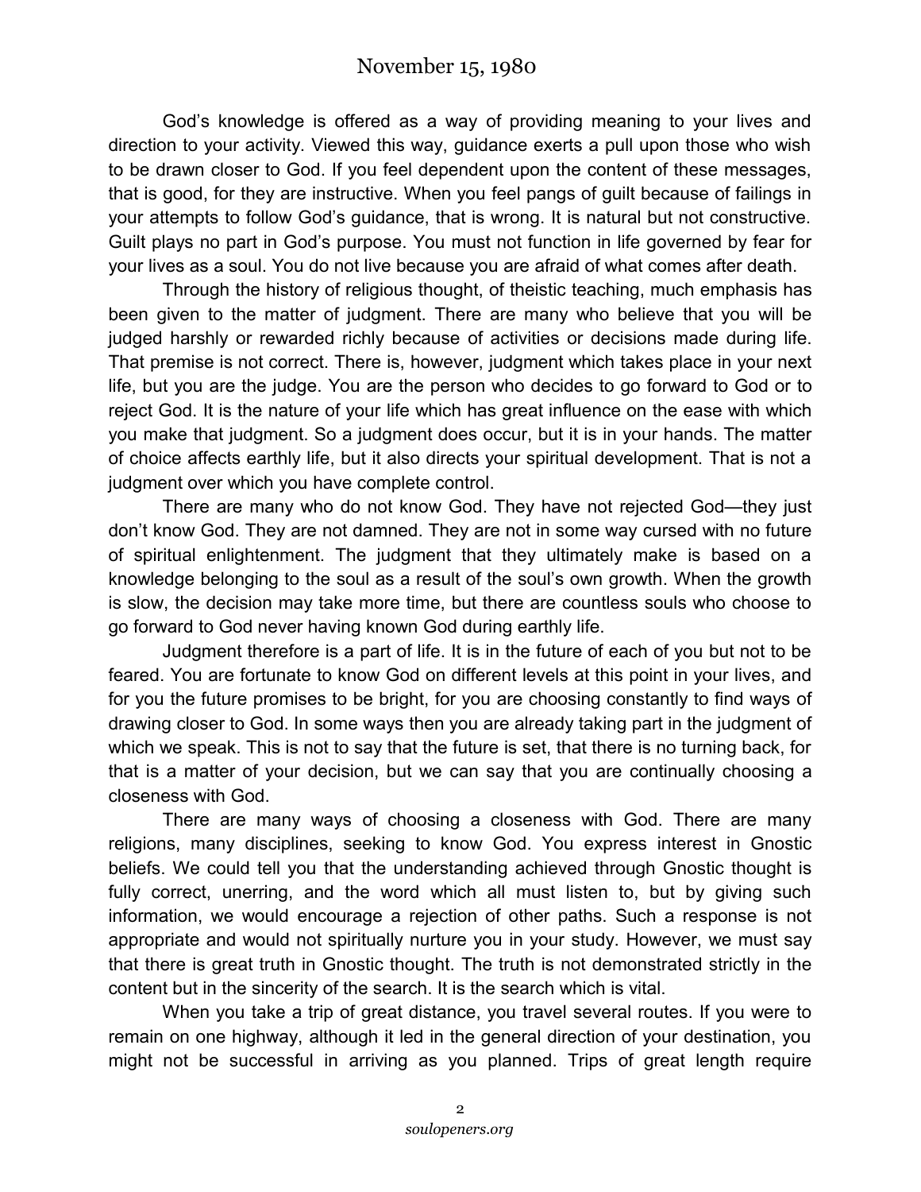# November 15, 1980

God's knowledge is offered as a way of providing meaning to your lives and direction to your activity. Viewed this way, guidance exerts a pull upon those who wish to be drawn closer to God. If you feel dependent upon the content of these messages, that is good, for they are instructive. When you feel pangs of guilt because of failings in your attempts to follow God's guidance, that is wrong. It is natural but not constructive. Guilt plays no part in God's purpose. You must not function in life governed by fear for your lives as a soul. You do not live because you are afraid of what comes after death.

Through the history of religious thought, of theistic teaching, much emphasis has been given to the matter of judgment. There are many who believe that you will be judged harshly or rewarded richly because of activities or decisions made during life. That premise is not correct. There is, however, judgment which takes place in your next life, but you are the judge. You are the person who decides to go forward to God or to reject God. It is the nature of your life which has great influence on the ease with which you make that judgment. So a judgment does occur, but it is in your hands. The matter of choice affects earthly life, but it also directs your spiritual development. That is not a judgment over which you have complete control.

There are many who do not know God. They have not rejected God—they just don't know God. They are not damned. They are not in some way cursed with no future of spiritual enlightenment. The judgment that they ultimately make is based on a knowledge belonging to the soul as a result of the soul's own growth. When the growth is slow, the decision may take more time, but there are countless souls who choose to go forward to God never having known God during earthly life.

Judgment therefore is a part of life. It is in the future of each of you but not to be feared. You are fortunate to know God on different levels at this point in your lives, and for you the future promises to be bright, for you are choosing constantly to find ways of drawing closer to God. In some ways then you are already taking part in the judgment of which we speak. This is not to say that the future is set, that there is no turning back, for that is a matter of your decision, but we can say that you are continually choosing a closeness with God.

There are many ways of choosing a closeness with God. There are many religions, many disciplines, seeking to know God. You express interest in Gnostic beliefs. We could tell you that the understanding achieved through Gnostic thought is fully correct, unerring, and the word which all must listen to, but by giving such information, we would encourage a rejection of other paths. Such a response is not appropriate and would not spiritually nurture you in your study. However, we must say that there is great truth in Gnostic thought. The truth is not demonstrated strictly in the content but in the sincerity of the search. It is the search which is vital.

When you take a trip of great distance, you travel several routes. If you were to remain on one highway, although it led in the general direction of your destination, you might not be successful in arriving as you planned. Trips of great length require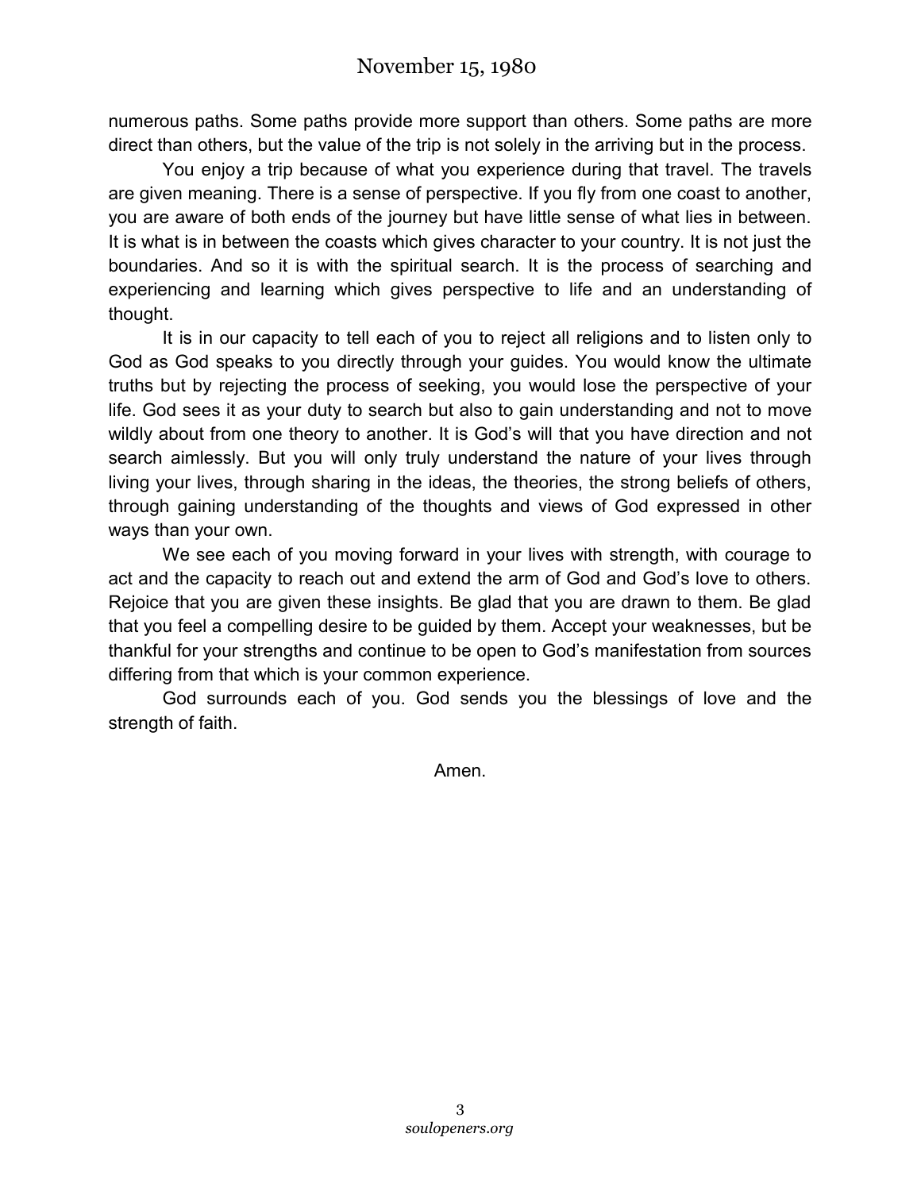numerous paths. Some paths provide more support than others. Some paths are more direct than others, but the value of the trip is not solely in the arriving but in the process.

You enjoy a trip because of what you experience during that travel. The travels are given meaning. There is a sense of perspective. If you fly from one coast to another, you are aware of both ends of the journey but have little sense of what lies in between. It is what is in between the coasts which gives character to your country. It is not just the boundaries. And so it is with the spiritual search. It is the process of searching and experiencing and learning which gives perspective to life and an understanding of thought.

It is in our capacity to tell each of you to reject all religions and to listen only to God as God speaks to you directly through your guides. You would know the ultimate truths but by rejecting the process of seeking, you would lose the perspective of your life. God sees it as your duty to search but also to gain understanding and not to move wildly about from one theory to another. It is God's will that you have direction and not search aimlessly. But you will only truly understand the nature of your lives through living your lives, through sharing in the ideas, the theories, the strong beliefs of others, through gaining understanding of the thoughts and views of God expressed in other ways than your own.

We see each of you moving forward in your lives with strength, with courage to act and the capacity to reach out and extend the arm of God and God's love to others. Rejoice that you are given these insights. Be glad that you are drawn to them. Be glad that you feel a compelling desire to be guided by them. Accept your weaknesses, but be thankful for your strengths and continue to be open to God's manifestation from sources differing from that which is your common experience.

God surrounds each of you. God sends you the blessings of love and the strength of faith.

Amen.